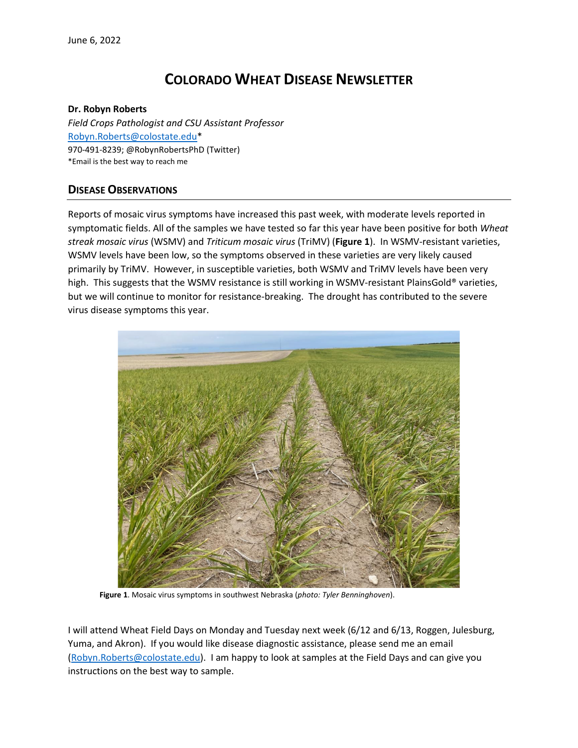June 6, 2022

# Colorado Wheat Disease Newsletter

**Dr. Robyn Roberts**
*Field Crops Pathologist and CSU Assistant Professor*
Robyn.Roberts@colostate.edu*
970-491-8239; @RobynRobertsPhD (Twitter)
*Email is the best way to reach me

## Disease Observations

Reports of mosaic virus symptoms have increased this past week, with moderate levels reported in symptomatic fields. All of the samples we have tested so far this year have been positive for both *Wheat streak mosaic virus* (WSMV) and *Triticum mosaic virus* (TriMV) (**Figure 1**). In WSMV-resistant varieties, WSMV levels have been low, so the symptoms observed in these varieties are very likely caused primarily by TriMV. However, in susceptible varieties, both WSMV and TriMV levels have been very high. This suggests that the WSMV resistance is still working in WSMV-resistant PlainsGold® varieties, but we will continue to monitor for resistance-breaking. The drought has contributed to the severe virus disease symptoms this year.

**Figure 1**. Mosaic virus symptoms in southwest Nebraska (*photo: Tyler Benninghoven*).

I will attend Wheat Field Days on Monday and Tuesday next week (6/12 and 6/13, Roggen, Julesburg, Yuma, and Akron). If you would like disease diagnostic assistance, please send me an email (Robyn.Roberts@colostate.edu). I am happy to look at samples at the Field Days and can give you instructions on the best way to sample.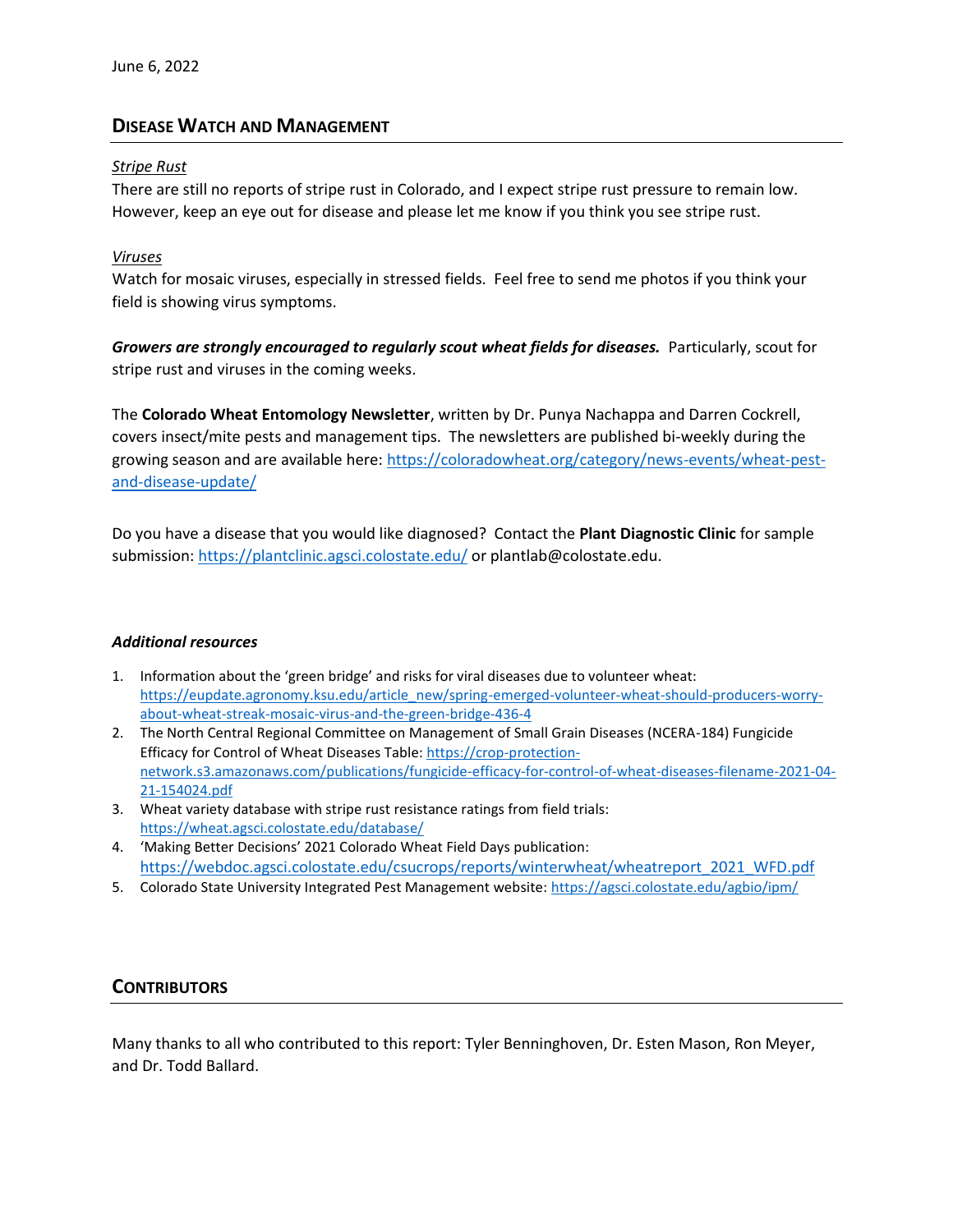June 6, 2022

## Disease Watch and Management

*Stripe Rust*

There are still no reports of stripe rust in Colorado, and I expect stripe rust pressure to remain low. However, keep an eye out for disease and please let me know if you think you see stripe rust.

*Viruses*

Watch for mosaic viruses, especially in stressed fields. Feel free to send me photos if you think your field is showing virus symptoms.

***Growers are strongly encouraged to regularly scout wheat fields for diseases.*** Particularly, scout for stripe rust and viruses in the coming weeks.

The **Colorado Wheat Entomology Newsletter**, written by Dr. Punya Nachappa and Darren Cockrell, covers insect/mite pests and management tips. The newsletters are published bi-weekly during the growing season and are available here: https://coloradowheat.org/category/news-events/wheat-pest-and-disease-update/

Do you have a disease that you would like diagnosed? Contact the **Plant Diagnostic Clinic** for sample submission: https://plantclinic.agsci.colostate.edu/ or plantlab@colostate.edu.

***Additional resources***

1. Information about the 'green bridge' and risks for viral diseases due to volunteer wheat: https://eupdate.agronomy.ksu.edu/article_new/spring-emerged-volunteer-wheat-should-producers-worry-about-wheat-streak-mosaic-virus-and-the-green-bridge-436-4
2. The North Central Regional Committee on Management of Small Grain Diseases (NCERA-184) Fungicide Efficacy for Control of Wheat Diseases Table: https://crop-protection-network.s3.amazonaws.com/publications/fungicide-efficacy-for-control-of-wheat-diseases-filename-2021-04-21-154024.pdf
3. Wheat variety database with stripe rust resistance ratings from field trials: https://wheat.agsci.colostate.edu/database/
4. 'Making Better Decisions' 2021 Colorado Wheat Field Days publication: https://webdoc.agsci.colostate.edu/csucrops/reports/winterwheat/wheatreport_2021_WFD.pdf
5. Colorado State University Integrated Pest Management website: https://agsci.colostate.edu/agbio/ipm/

## Contributors

Many thanks to all who contributed to this report: Tyler Benninghoven, Dr. Esten Mason, Ron Meyer, and Dr. Todd Ballard.